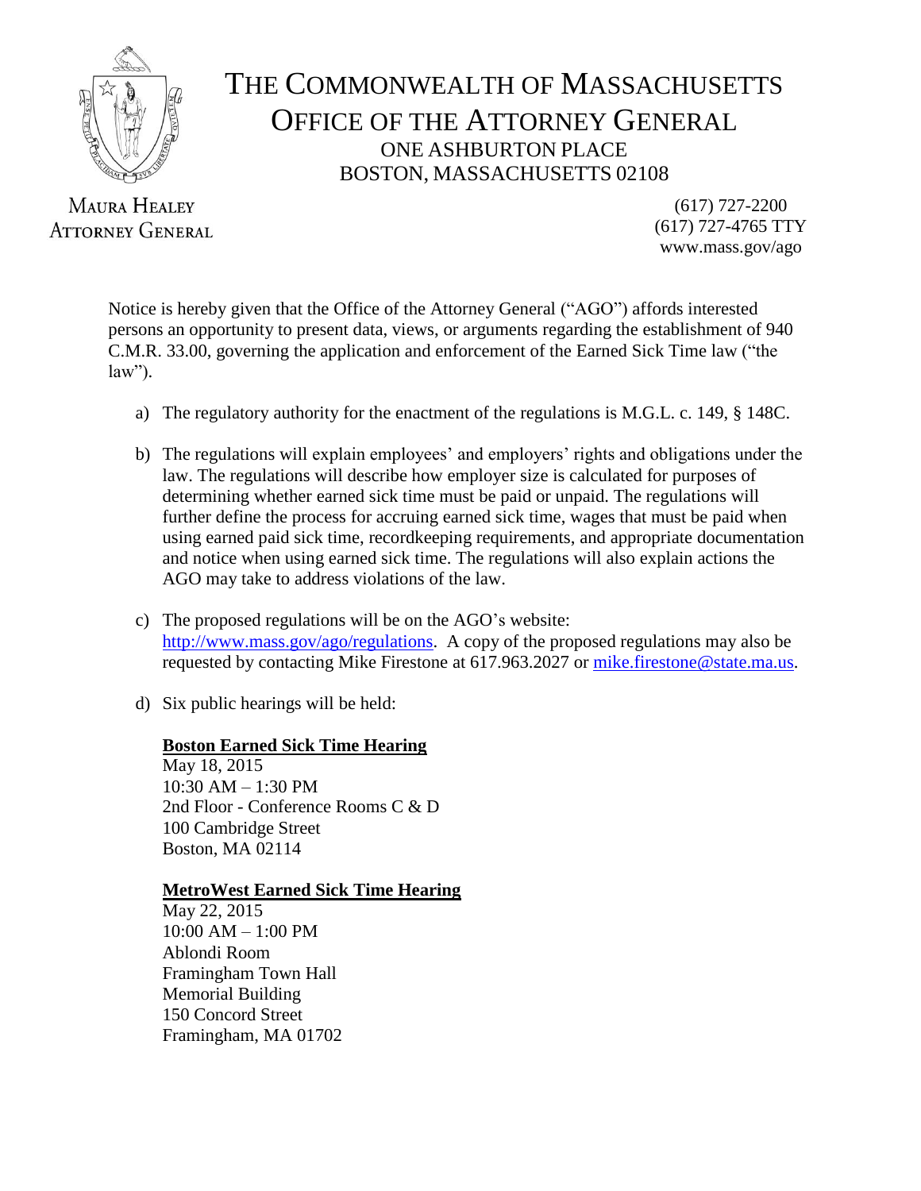# THE COMMONWEALTH OF MASSACHUSETTS
## OFFICE OF THE ATTORNEY GENERAL
ONE ASHBURTON PLACE
BOSTON, MASSACHUSETTS 02108

MAURA HEALEY
ATTORNEY GENERAL

(617) 727-2200
(617) 727-4765 TTY
www.mass.gov/ago

Notice is hereby given that the Office of the Attorney General ("AGO") affords interested persons an opportunity to present data, views, or arguments regarding the establishment of 940 C.M.R. 33.00, governing the application and enforcement of the Earned Sick Time law ("the law").

a) The regulatory authority for the enactment of the regulations is M.G.L. c. 149, § 148C.

b) The regulations will explain employees' and employers' rights and obligations under the law. The regulations will describe how employer size is calculated for purposes of determining whether earned sick time must be paid or unpaid. The regulations will further define the process for accruing earned sick time, wages that must be paid when using earned paid sick time, recordkeeping requirements, and appropriate documentation and notice when using earned sick time. The regulations will also explain actions the AGO may take to address violations of the law.

c) The proposed regulations will be on the AGO's website: http://www.mass.gov/ago/regulations. A copy of the proposed regulations may also be requested by contacting Mike Firestone at 617.963.2027 or mike.firestone@state.ma.us.

d) Six public hearings will be held:

**Boston Earned Sick Time Hearing**
May 18, 2015
10:30 AM – 1:30 PM
2nd Floor - Conference Rooms C & D
100 Cambridge Street
Boston, MA 02114

**MetroWest Earned Sick Time Hearing**
May 22, 2015
10:00 AM – 1:00 PM
Ablondi Room
Framingham Town Hall
Memorial Building
150 Concord Street
Framingham, MA 01702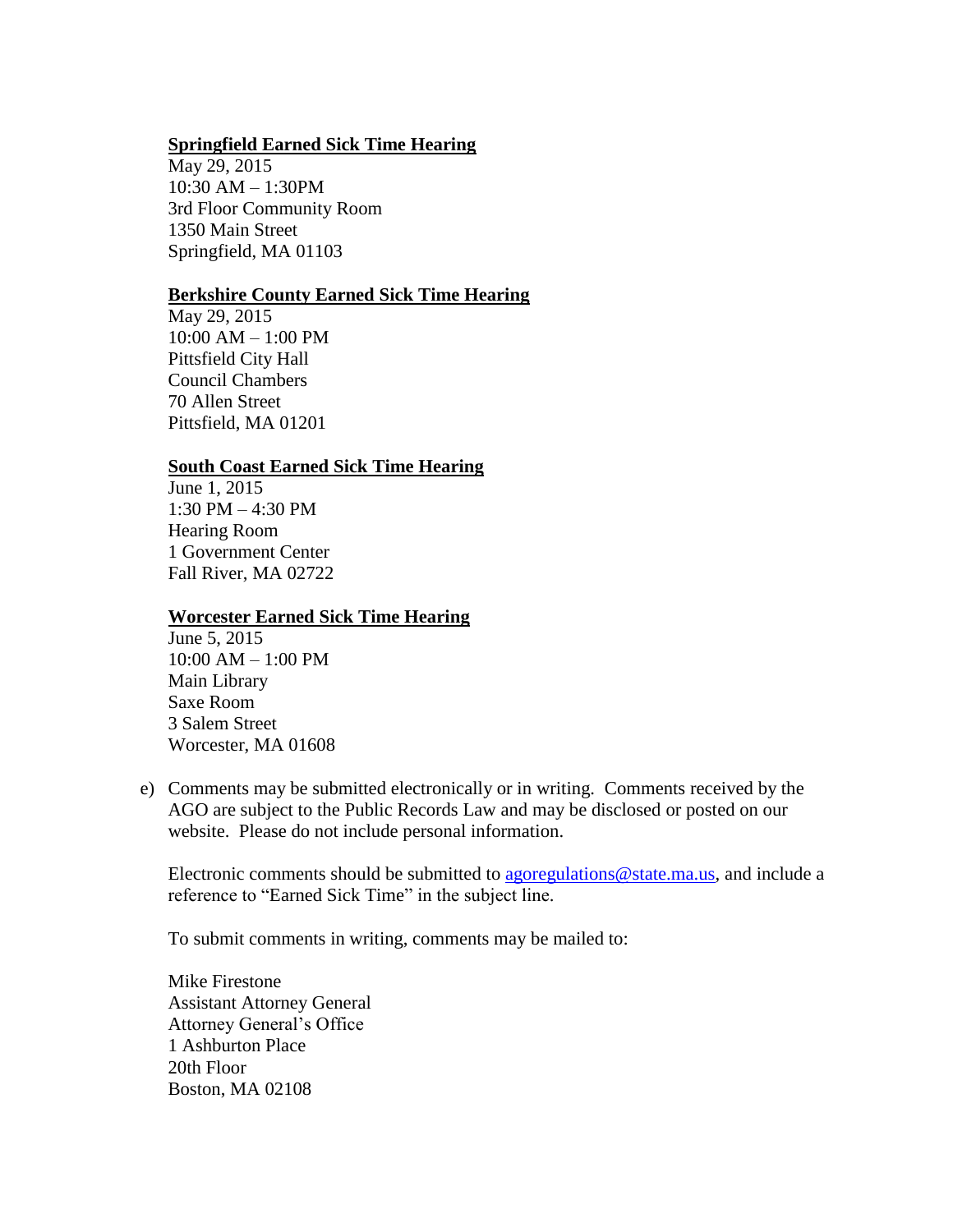**Springfield Earned Sick Time Hearing**
May 29, 2015
10:30 AM – 1:30PM
3rd Floor Community Room
1350 Main Street
Springfield, MA 01103

**Berkshire County Earned Sick Time Hearing**
May 29, 2015
10:00 AM – 1:00 PM
Pittsfield City Hall
Council Chambers
70 Allen Street
Pittsfield, MA 01201

**South Coast Earned Sick Time Hearing**
June 1, 2015
1:30 PM – 4:30 PM
Hearing Room
1 Government Center
Fall River, MA 02722

**Worcester Earned Sick Time Hearing**
June 5, 2015
10:00 AM – 1:00 PM
Main Library
Saxe Room
3 Salem Street
Worcester, MA 01608

e) Comments may be submitted electronically or in writing. Comments received by the AGO are subject to the Public Records Law and may be disclosed or posted on our website. Please do not include personal information.

Electronic comments should be submitted to agoregulations@state.ma.us, and include a reference to "Earned Sick Time" in the subject line.

To submit comments in writing, comments may be mailed to:

Mike Firestone
Assistant Attorney General
Attorney General's Office
1 Ashburton Place
20th Floor
Boston, MA 02108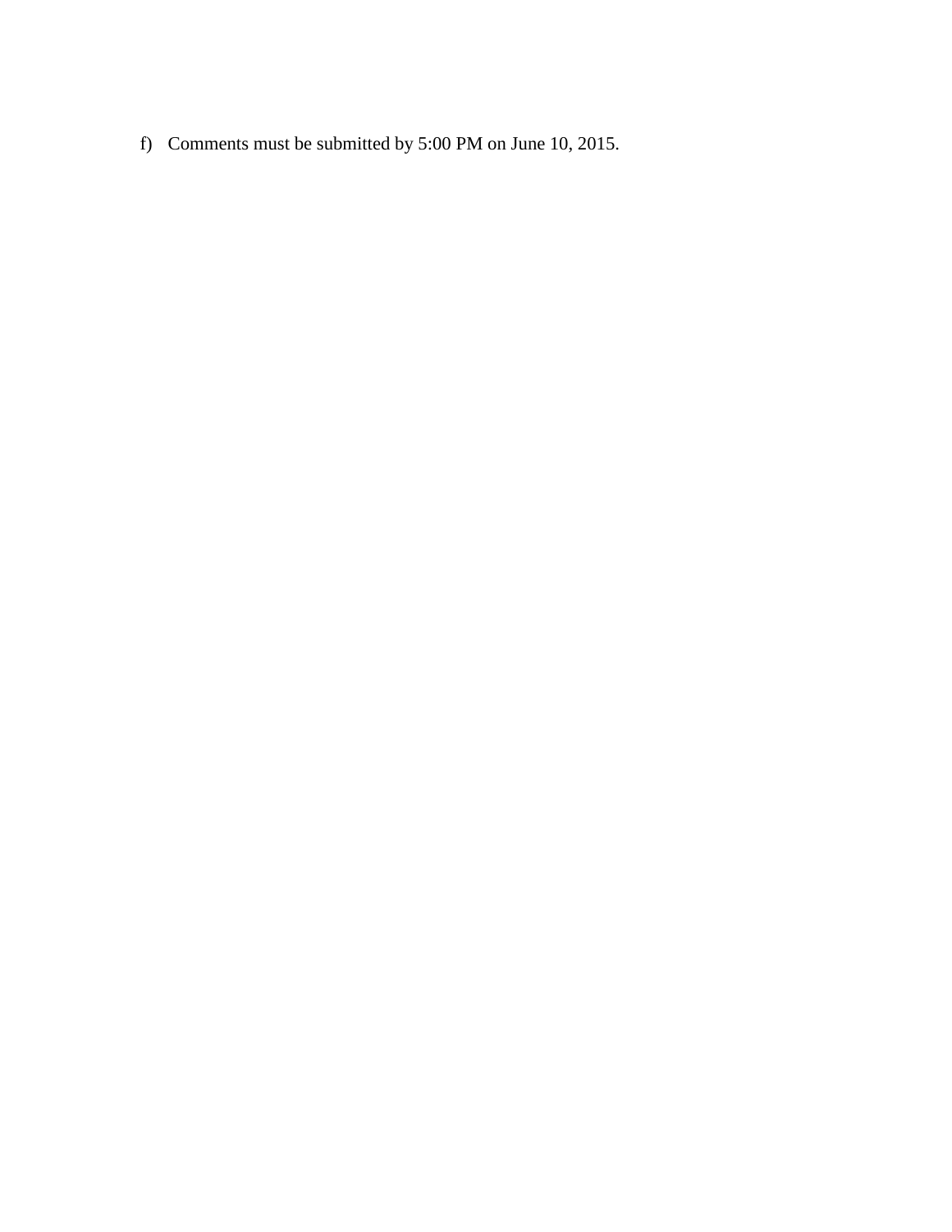f) Comments must be submitted by 5:00 PM on June 10, 2015.